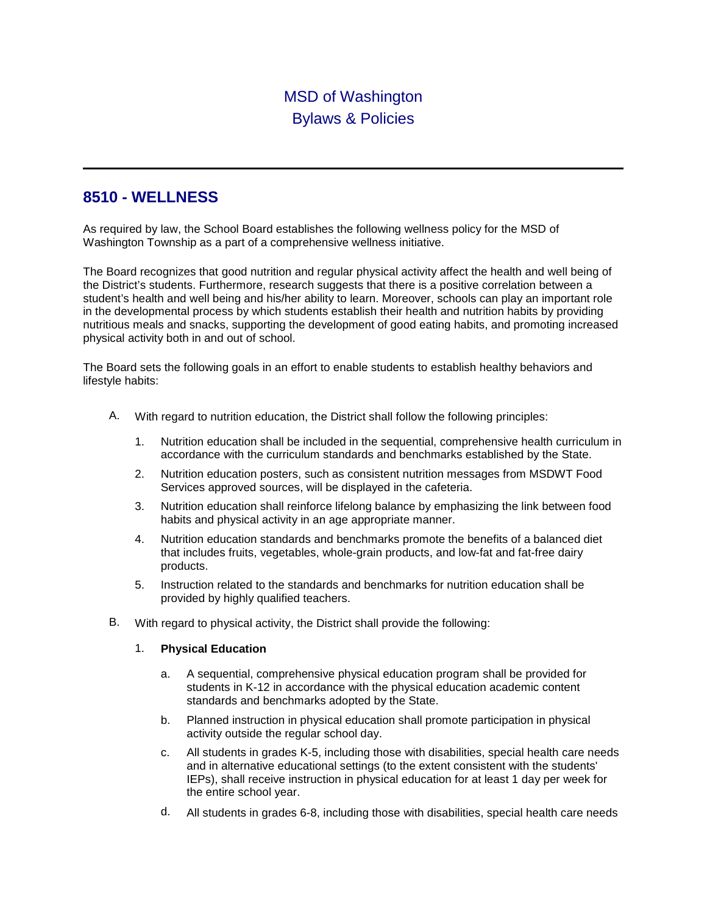MSD of Washington
Bylaws & Policies

---

## 8510 - WELLNESS

As required by law, the School Board establishes the following wellness policy for the MSD of Washington Township as a part of a comprehensive wellness initiative.

The Board recognizes that good nutrition and regular physical activity affect the health and well being of the District's students. Furthermore, research suggests that there is a positive correlation between a student's health and well being and his/her ability to learn. Moreover, schools can play an important role in the developmental process by which students establish their health and nutrition habits by providing nutritious meals and snacks, supporting the development of good eating habits, and promoting increased physical activity both in and out of school.

The Board sets the following goals in an effort to enable students to establish healthy behaviors and lifestyle habits:

A. With regard to nutrition education, the District shall follow the following principles:

   1. Nutrition education shall be included in the sequential, comprehensive health curriculum in accordance with the curriculum standards and benchmarks established by the State.

   2. Nutrition education posters, such as consistent nutrition messages from MSDWT Food Services approved sources, will be displayed in the cafeteria.

   3. Nutrition education shall reinforce lifelong balance by emphasizing the link between food habits and physical activity in an age appropriate manner.

   4. Nutrition education standards and benchmarks promote the benefits of a balanced diet that includes fruits, vegetables, whole-grain products, and low-fat and fat-free dairy products.

   5. Instruction related to the standards and benchmarks for nutrition education shall be provided by highly qualified teachers.

B. With regard to physical activity, the District shall provide the following:

   1. **Physical Education**

      a. A sequential, comprehensive physical education program shall be provided for students in K-12 in accordance with the physical education academic content standards and benchmarks adopted by the State.

      b. Planned instruction in physical education shall promote participation in physical activity outside the regular school day.

      c. All students in grades K-5, including those with disabilities, special health care needs and in alternative educational settings (to the extent consistent with the students' IEPs), shall receive instruction in physical education for at least 1 day per week for the entire school year.

      d. All students in grades 6-8, including those with disabilities, special health care needs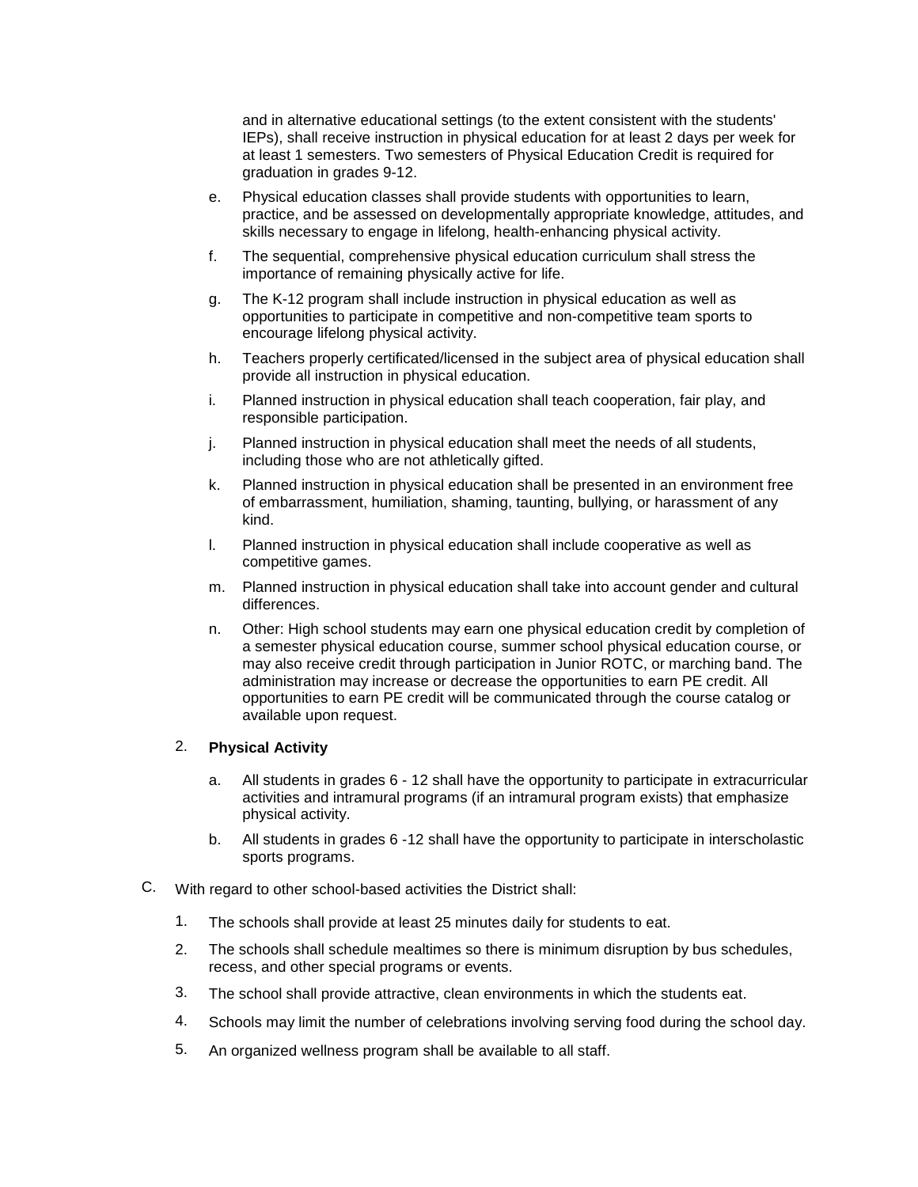and in alternative educational settings (to the extent consistent with the students' IEPs), shall receive instruction in physical education for at least 2 days per week for at least 1 semesters. Two semesters of Physical Education Credit is required for graduation in grades 9-12.

e. Physical education classes shall provide students with opportunities to learn, practice, and be assessed on developmentally appropriate knowledge, attitudes, and skills necessary to engage in lifelong, health-enhancing physical activity.

f. The sequential, comprehensive physical education curriculum shall stress the importance of remaining physically active for life.

g. The K-12 program shall include instruction in physical education as well as opportunities to participate in competitive and non-competitive team sports to encourage lifelong physical activity.

h. Teachers properly certificated/licensed in the subject area of physical education shall provide all instruction in physical education.

i. Planned instruction in physical education shall teach cooperation, fair play, and responsible participation.

j. Planned instruction in physical education shall meet the needs of all students, including those who are not athletically gifted.

k. Planned instruction in physical education shall be presented in an environment free of embarrassment, humiliation, shaming, taunting, bullying, or harassment of any kind.

l. Planned instruction in physical education shall include cooperative as well as competitive games.

m. Planned instruction in physical education shall take into account gender and cultural differences.

n. Other: High school students may earn one physical education credit by completion of a semester physical education course, summer school physical education course, or may also receive credit through participation in Junior ROTC, or marching band. The administration may increase or decrease the opportunities to earn PE credit. All opportunities to earn PE credit will be communicated through the course catalog or available upon request.

2. **Physical Activity**

a. All students in grades 6 - 12 shall have the opportunity to participate in extracurricular activities and intramural programs (if an intramural program exists) that emphasize physical activity.

b. All students in grades 6 -12 shall have the opportunity to participate in interscholastic sports programs.

C. With regard to other school-based activities the District shall:

1. The schools shall provide at least 25 minutes daily for students to eat.

2. The schools shall schedule mealtimes so there is minimum disruption by bus schedules, recess, and other special programs or events.

3. The school shall provide attractive, clean environments in which the students eat.

4. Schools may limit the number of celebrations involving serving food during the school day.

5. An organized wellness program shall be available to all staff.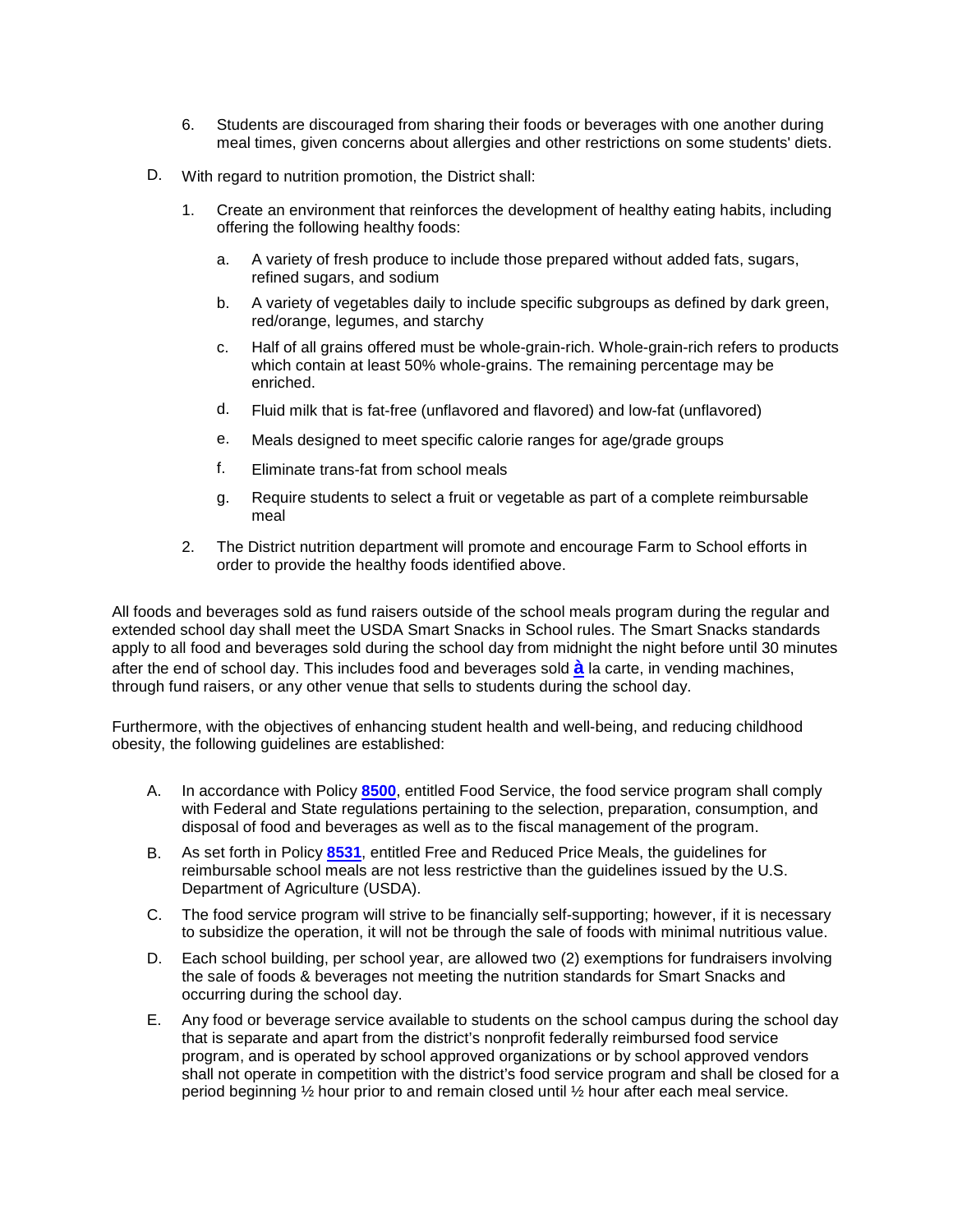6. Students are discouraged from sharing their foods or beverages with one another during meal times, given concerns about allergies and other restrictions on some students' diets.

D. With regard to nutrition promotion, the District shall:

1. Create an environment that reinforces the development of healthy eating habits, including offering the following healthy foods:

   a. A variety of fresh produce to include those prepared without added fats, sugars, refined sugars, and sodium

   b. A variety of vegetables daily to include specific subgroups as defined by dark green, red/orange, legumes, and starchy

   c. Half of all grains offered must be whole-grain-rich. Whole-grain-rich refers to products which contain at least 50% whole-grains. The remaining percentage may be enriched.

   d. Fluid milk that is fat-free (unflavored and flavored) and low-fat (unflavored)

   e. Meals designed to meet specific calorie ranges for age/grade groups

   f. Eliminate trans-fat from school meals

   g. Require students to select a fruit or vegetable as part of a complete reimbursable meal

2. The District nutrition department will promote and encourage Farm to School efforts in order to provide the healthy foods identified above.

All foods and beverages sold as fund raisers outside of the school meals program during the regular and extended school day shall meet the USDA Smart Snacks in School rules. The Smart Snacks standards apply to all food and beverages sold during the school day from midnight the night before until 30 minutes after the end of school day. This includes food and beverages sold **à** la carte, in vending machines, through fund raisers, or any other venue that sells to students during the school day.

Furthermore, with the objectives of enhancing student health and well-being, and reducing childhood obesity, the following guidelines are established:

A. In accordance with Policy **8500**, entitled Food Service, the food service program shall comply with Federal and State regulations pertaining to the selection, preparation, consumption, and disposal of food and beverages as well as to the fiscal management of the program.

B. As set forth in Policy **8531**, entitled Free and Reduced Price Meals, the guidelines for reimbursable school meals are not less restrictive than the guidelines issued by the U.S. Department of Agriculture (USDA).

C. The food service program will strive to be financially self-supporting; however, if it is necessary to subsidize the operation, it will not be through the sale of foods with minimal nutritious value.

D. Each school building, per school year, are allowed two (2) exemptions for fundraisers involving the sale of foods & beverages not meeting the nutrition standards for Smart Snacks and occurring during the school day.

E. Any food or beverage service available to students on the school campus during the school day that is separate and apart from the district's nonprofit federally reimbursed food service program, and is operated by school approved organizations or by school approved vendors shall not operate in competition with the district's food service program and shall be closed for a period beginning ½ hour prior to and remain closed until ½ hour after each meal service.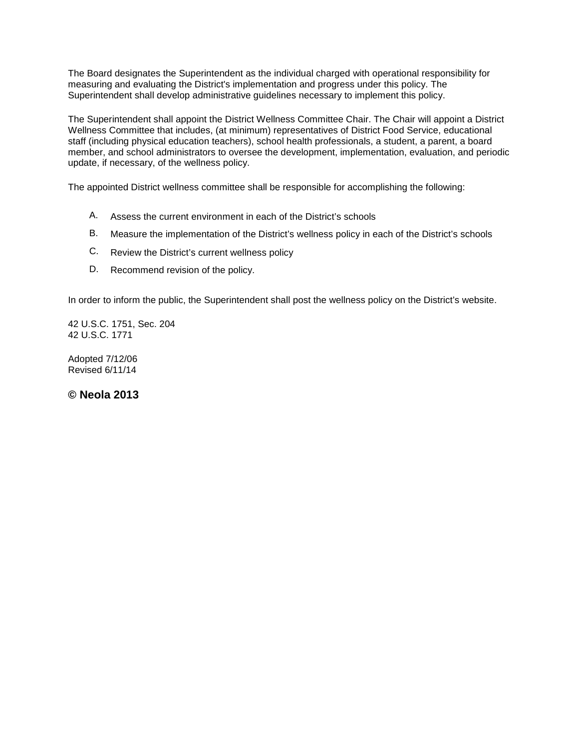The Board designates the Superintendent as the individual charged with operational responsibility for measuring and evaluating the District's implementation and progress under this policy. The Superintendent shall develop administrative guidelines necessary to implement this policy.

The Superintendent shall appoint the District Wellness Committee Chair. The Chair will appoint a District Wellness Committee that includes, (at minimum) representatives of District Food Service, educational staff (including physical education teachers), school health professionals, a student, a parent, a board member, and school administrators to oversee the development, implementation, evaluation, and periodic update, if necessary, of the wellness policy.

The appointed District wellness committee shall be responsible for accomplishing the following:

A. Assess the current environment in each of the District's schools

B. Measure the implementation of the District's wellness policy in each of the District's schools

C. Review the District's current wellness policy

D. Recommend revision of the policy.

In order to inform the public, the Superintendent shall post the wellness policy on the District's website.

42 U.S.C. 1751, Sec. 204
42 U.S.C. 1771

Adopted 7/12/06
Revised 6/11/14

**© Neola 2013**